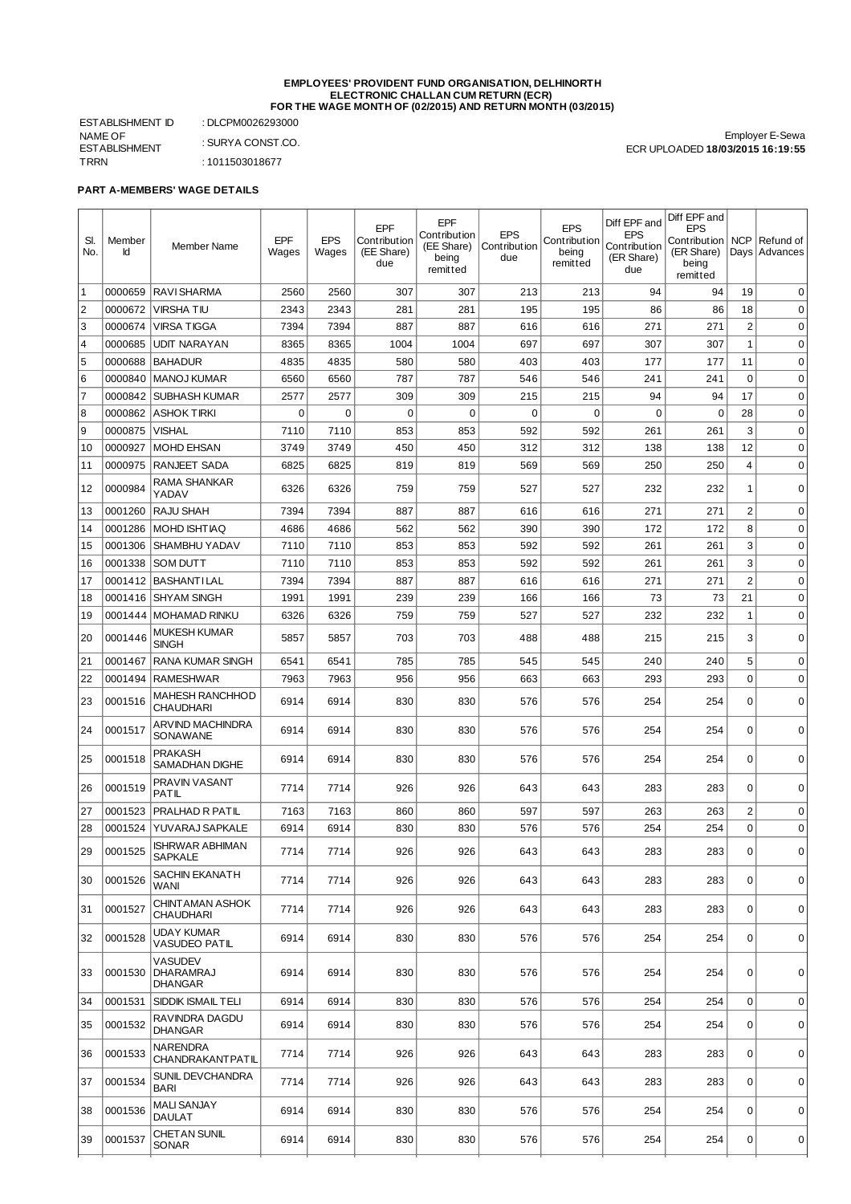**EMPLOYEES' PROVIDENT FUND ORGANISATION, DELHINORTH**
**ELECTRONIC CHALLAN CUM RETURN (ECR)**
**FOR THE WAGE MONTH OF (02/2015) AND RETURN MONTH (03/2015)**

ESTABLISHMENT ID : DLCPM0026293000
NAME OF ESTABLISHMENT : SURYA CONST.CO.
TRRN : 1011503018677

Employer E-Sewa
ECR UPLOADED **18/03/2015 16:19:55**

**PART A-MEMBERS' WAGE DETAILS**

| Sl. No. | Member Id | Member Name | EPF Wages | EPS Wages | EPF Contribution (EE Share) due | EPF Contribution (EE Share) being remitted | EPS Contribution due | EPS Contribution being remitted | Diff EPF and EPS Contribution (ER Share) due | Diff EPF and EPS Contribution (ER Share) being remitted | NCP Days | Refund of Advances |
|---|---|---|---|---|---|---|---|---|---|---|---|---|
| 1 | 0000659 | RAVI SHARMA | 2560 | 2560 | 307 | 307 | 213 | 213 | 94 | 94 | 19 | 0 |
| 2 | 0000672 | VIRSHA TIU | 2343 | 2343 | 281 | 281 | 195 | 195 | 86 | 86 | 18 | 0 |
| 3 | 0000674 | VIRSA TIGGA | 7394 | 7394 | 887 | 887 | 616 | 616 | 271 | 271 | 2 | 0 |
| 4 | 0000685 | UDIT NARAYAN | 8365 | 8365 | 1004 | 1004 | 697 | 697 | 307 | 307 | 1 | 0 |
| 5 | 0000688 | BAHADUR | 4835 | 4835 | 580 | 580 | 403 | 403 | 177 | 177 | 11 | 0 |
| 6 | 0000840 | MANOJ KUMAR | 6560 | 6560 | 787 | 787 | 546 | 546 | 241 | 241 | 0 | 0 |
| 7 | 0000842 | SUBHASH KUMAR | 2577 | 2577 | 309 | 309 | 215 | 215 | 94 | 94 | 17 | 0 |
| 8 | 0000862 | ASHOK TIRKI | 0 | 0 | 0 | 0 | 0 | 0 | 0 | 0 | 28 | 0 |
| 9 | 0000875 | VISHAL | 7110 | 7110 | 853 | 853 | 592 | 592 | 261 | 261 | 3 | 0 |
| 10 | 0000927 | MOHD EHSAN | 3749 | 3749 | 450 | 450 | 312 | 312 | 138 | 138 | 12 | 0 |
| 11 | 0000975 | RANJEET SADA | 6825 | 6825 | 819 | 819 | 569 | 569 | 250 | 250 | 4 | 0 |
| 12 | 0000984 | RAMA SHANKAR YADAV | 6326 | 6326 | 759 | 759 | 527 | 527 | 232 | 232 | 1 | 0 |
| 13 | 0001260 | RAJU SHAH | 7394 | 7394 | 887 | 887 | 616 | 616 | 271 | 271 | 2 | 0 |
| 14 | 0001286 | MOHD ISHTIAQ | 4686 | 4686 | 562 | 562 | 390 | 390 | 172 | 172 | 8 | 0 |
| 15 | 0001306 | SHAMBHU YADAV | 7110 | 7110 | 853 | 853 | 592 | 592 | 261 | 261 | 3 | 0 |
| 16 | 0001338 | SOM DUTT | 7110 | 7110 | 853 | 853 | 592 | 592 | 261 | 261 | 3 | 0 |
| 17 | 0001412 | BASHANTI LAL | 7394 | 7394 | 887 | 887 | 616 | 616 | 271 | 271 | 2 | 0 |
| 18 | 0001416 | SHYAM SINGH | 1991 | 1991 | 239 | 239 | 166 | 166 | 73 | 73 | 21 | 0 |
| 19 | 0001444 | MOHAMAD RINKU | 6326 | 6326 | 759 | 759 | 527 | 527 | 232 | 232 | 1 | 0 |
| 20 | 0001446 | MUKESH KUMAR SINGH | 5857 | 5857 | 703 | 703 | 488 | 488 | 215 | 215 | 3 | 0 |
| 21 | 0001467 | RANA KUMAR SINGH | 6541 | 6541 | 785 | 785 | 545 | 545 | 240 | 240 | 5 | 0 |
| 22 | 0001494 | RAMESHWAR | 7963 | 7963 | 956 | 956 | 663 | 663 | 293 | 293 | 0 | 0 |
| 23 | 0001516 | MAHESH RANCHHOD CHAUDHARI | 6914 | 6914 | 830 | 830 | 576 | 576 | 254 | 254 | 0 | 0 |
| 24 | 0001517 | ARVIND MACHINDRA SONAWANE | 6914 | 6914 | 830 | 830 | 576 | 576 | 254 | 254 | 0 | 0 |
| 25 | 0001518 | PRAKASH SAMADHAN DIGHE | 6914 | 6914 | 830 | 830 | 576 | 576 | 254 | 254 | 0 | 0 |
| 26 | 0001519 | PRAVIN VASANT PATIL | 7714 | 7714 | 926 | 926 | 643 | 643 | 283 | 283 | 0 | 0 |
| 27 | 0001523 | PRALHAD R PATIL | 7163 | 7163 | 860 | 860 | 597 | 597 | 263 | 263 | 2 | 0 |
| 28 | 0001524 | YUVARAJ SAPKALE | 6914 | 6914 | 830 | 830 | 576 | 576 | 254 | 254 | 0 | 0 |
| 29 | 0001525 | ISHRWAR ABHIMAN SAPKALE | 7714 | 7714 | 926 | 926 | 643 | 643 | 283 | 283 | 0 | 0 |
| 30 | 0001526 | SACHIN EKANATH WANI | 7714 | 7714 | 926 | 926 | 643 | 643 | 283 | 283 | 0 | 0 |
| 31 | 0001527 | CHINTAMAN ASHOK CHAUDHARI | 7714 | 7714 | 926 | 926 | 643 | 643 | 283 | 283 | 0 | 0 |
| 32 | 0001528 | UDAY KUMAR VASUDEV PATIL | 6914 | 6914 | 830 | 830 | 576 | 576 | 254 | 254 | 0 | 0 |
| 33 | 0001530 | VASUDEV DHARAMRAJ DHANGAR | 6914 | 6914 | 830 | 830 | 576 | 576 | 254 | 254 | 0 | 0 |
| 34 | 0001531 | SIDDIK ISMAIL TELI | 6914 | 6914 | 830 | 830 | 576 | 576 | 254 | 254 | 0 | 0 |
| 35 | 0001532 | RAVINDRA DAGDU DHANGAR | 6914 | 6914 | 830 | 830 | 576 | 576 | 254 | 254 | 0 | 0 |
| 36 | 0001533 | NARENDRA CHANDRAKANTPATIL | 7714 | 7714 | 926 | 926 | 643 | 643 | 283 | 283 | 0 | 0 |
| 37 | 0001534 | SUNIL DEVCHANDRA BARI | 7714 | 7714 | 926 | 926 | 643 | 643 | 283 | 283 | 0 | 0 |
| 38 | 0001536 | MALI SANJAY DAULAT | 6914 | 6914 | 830 | 830 | 576 | 576 | 254 | 254 | 0 | 0 |
| 39 | 0001537 | CHETAN SUNIL SONAR | 6914 | 6914 | 830 | 830 | 576 | 576 | 254 | 254 | 0 | 0 |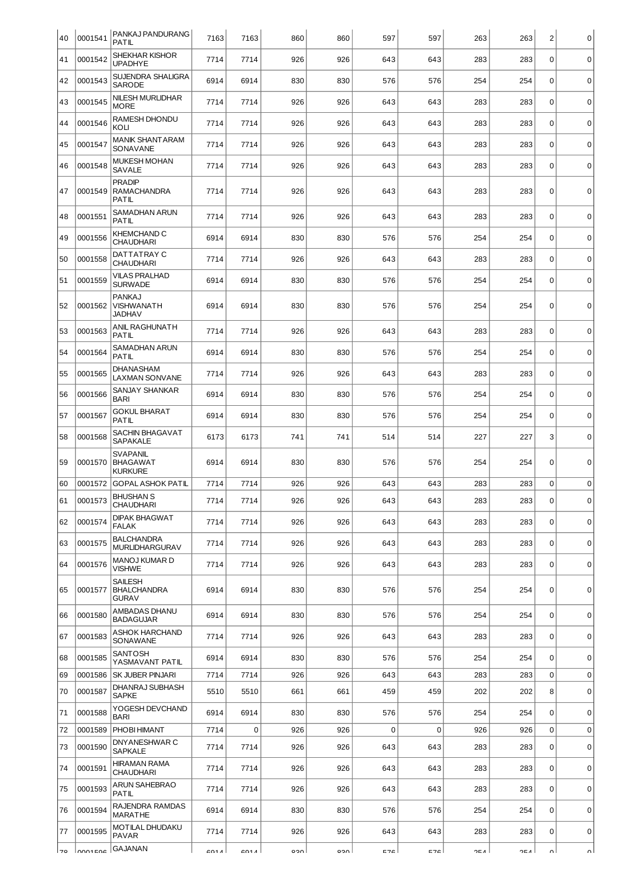| 40 | 0001541 | PANKAJ PANDURANG PATIL | 7163 | 7163 | 860 | 860 | 597 | 597 | 263 | 263 | 2 | 0 |
|---|---|---|---|---|---|---|---|---|---|---|---|---|
| 41 | 0001542 | SHEKHAR KISHOR UPADHYE | 7714 | 7714 | 926 | 926 | 643 | 643 | 283 | 283 | 0 | 0 |
| 42 | 0001543 | SUJENDRA SHALIGRA SARODE | 6914 | 6914 | 830 | 830 | 576 | 576 | 254 | 254 | 0 | 0 |
| 43 | 0001545 | NILESH MURLIDHAR MORE | 7714 | 7714 | 926 | 926 | 643 | 643 | 283 | 283 | 0 | 0 |
| 44 | 0001546 | RAMESH DHONDU KOLI | 7714 | 7714 | 926 | 926 | 643 | 643 | 283 | 283 | 0 | 0 |
| 45 | 0001547 | MANIK SHANTARAM SONAVANE | 7714 | 7714 | 926 | 926 | 643 | 643 | 283 | 283 | 0 | 0 |
| 46 | 0001548 | MUKESH MOHAN SAVALE | 7714 | 7714 | 926 | 926 | 643 | 643 | 283 | 283 | 0 | 0 |
| 47 | 0001549 | PRADIP RAMACHANDRA PATIL | 7714 | 7714 | 926 | 926 | 643 | 643 | 283 | 283 | 0 | 0 |
| 48 | 0001551 | SAMADHAN ARUN PATIL | 7714 | 7714 | 926 | 926 | 643 | 643 | 283 | 283 | 0 | 0 |
| 49 | 0001556 | KHEMCHAND C CHAUDHARI | 6914 | 6914 | 830 | 830 | 576 | 576 | 254 | 254 | 0 | 0 |
| 50 | 0001558 | DATTATRAY C CHAUDHARI | 7714 | 7714 | 926 | 926 | 643 | 643 | 283 | 283 | 0 | 0 |
| 51 | 0001559 | VILAS PRALHAD SURWADE | 6914 | 6914 | 830 | 830 | 576 | 576 | 254 | 254 | 0 | 0 |
| 52 | 0001562 | PANKAJ VISHWANATH JADHAV | 6914 | 6914 | 830 | 830 | 576 | 576 | 254 | 254 | 0 | 0 |
| 53 | 0001563 | ANIL RAGHUNATH PATIL | 7714 | 7714 | 926 | 926 | 643 | 643 | 283 | 283 | 0 | 0 |
| 54 | 0001564 | SAMADHAN ARUN PATIL | 6914 | 6914 | 830 | 830 | 576 | 576 | 254 | 254 | 0 | 0 |
| 55 | 0001565 | DHANASHAM LAXMAN SONVANE | 7714 | 7714 | 926 | 926 | 643 | 643 | 283 | 283 | 0 | 0 |
| 56 | 0001566 | SANJAY SHANKAR BARI | 6914 | 6914 | 830 | 830 | 576 | 576 | 254 | 254 | 0 | 0 |
| 57 | 0001567 | GOKUL BHARAT PATIL | 6914 | 6914 | 830 | 830 | 576 | 576 | 254 | 254 | 0 | 0 |
| 58 | 0001568 | SACHIN BHAGAVAT SAPAKALE | 6173 | 6173 | 741 | 741 | 514 | 514 | 227 | 227 | 3 | 0 |
| 59 | 0001570 | SVAPANIL BHAGAWAT KURKURE | 6914 | 6914 | 830 | 830 | 576 | 576 | 254 | 254 | 0 | 0 |
| 60 | 0001572 | GOPAL ASHOK PATIL | 7714 | 7714 | 926 | 926 | 643 | 643 | 283 | 283 | 0 | 0 |
| 61 | 0001573 | BHUSHAN S CHAUDHARI | 7714 | 7714 | 926 | 926 | 643 | 643 | 283 | 283 | 0 | 0 |
| 62 | 0001574 | DIPAK BHAGWAT FALAK | 7714 | 7714 | 926 | 926 | 643 | 643 | 283 | 283 | 0 | 0 |
| 63 | 0001575 | BALCHANDRA MURLIDHARGURAV | 7714 | 7714 | 926 | 926 | 643 | 643 | 283 | 283 | 0 | 0 |
| 64 | 0001576 | MANOJ KUMAR D VISHWE | 7714 | 7714 | 926 | 926 | 643 | 643 | 283 | 283 | 0 | 0 |
| 65 | 0001577 | SAILESH BHALCHANDRA GURAV | 6914 | 6914 | 830 | 830 | 576 | 576 | 254 | 254 | 0 | 0 |
| 66 | 0001580 | AMBADAS DHANU BADAGUJAR | 6914 | 6914 | 830 | 830 | 576 | 576 | 254 | 254 | 0 | 0 |
| 67 | 0001583 | ASHOK HARCHAND SONAWANE | 7714 | 7714 | 926 | 926 | 643 | 643 | 283 | 283 | 0 | 0 |
| 68 | 0001585 | SANTOSH YASMAVANT PATIL | 6914 | 6914 | 830 | 830 | 576 | 576 | 254 | 254 | 0 | 0 |
| 69 | 0001586 | SK JUBER PINJARI | 7714 | 7714 | 926 | 926 | 643 | 643 | 283 | 283 | 0 | 0 |
| 70 | 0001587 | DHANRAJ SUBHASH SAPKE | 5510 | 5510 | 661 | 661 | 459 | 459 | 202 | 202 | 8 | 0 |
| 71 | 0001588 | YOGESH DEVCHAND BARI | 6914 | 6914 | 830 | 830 | 576 | 576 | 254 | 254 | 0 | 0 |
| 72 | 0001589 | PHOBI HIMANT | 7714 | 0 | 926 | 926 | 0 | 0 | 926 | 926 | 0 | 0 |
| 73 | 0001590 | DNYANESHWAR C SAPKALE | 7714 | 7714 | 926 | 926 | 643 | 643 | 283 | 283 | 0 | 0 |
| 74 | 0001591 | HIRAMAN RAMA CHAUDHARI | 7714 | 7714 | 926 | 926 | 643 | 643 | 283 | 283 | 0 | 0 |
| 75 | 0001593 | ARUN SAHEBRAO PATIL | 7714 | 7714 | 926 | 926 | 643 | 643 | 283 | 283 | 0 | 0 |
| 76 | 0001594 | RAJENDRA RAMDAS MARATHE | 6914 | 6914 | 830 | 830 | 576 | 576 | 254 | 254 | 0 | 0 |
| 77 | 0001595 | MOTILAL DHUDAKU PAVAR | 7714 | 7714 | 926 | 926 | 643 | 643 | 283 | 283 | 0 | 0 |
| 78 | 0001596 | GAJANAN | 6914 | 6914 | 830 | 830 | 576 | 576 | 254 | 254 | 0 | 0 |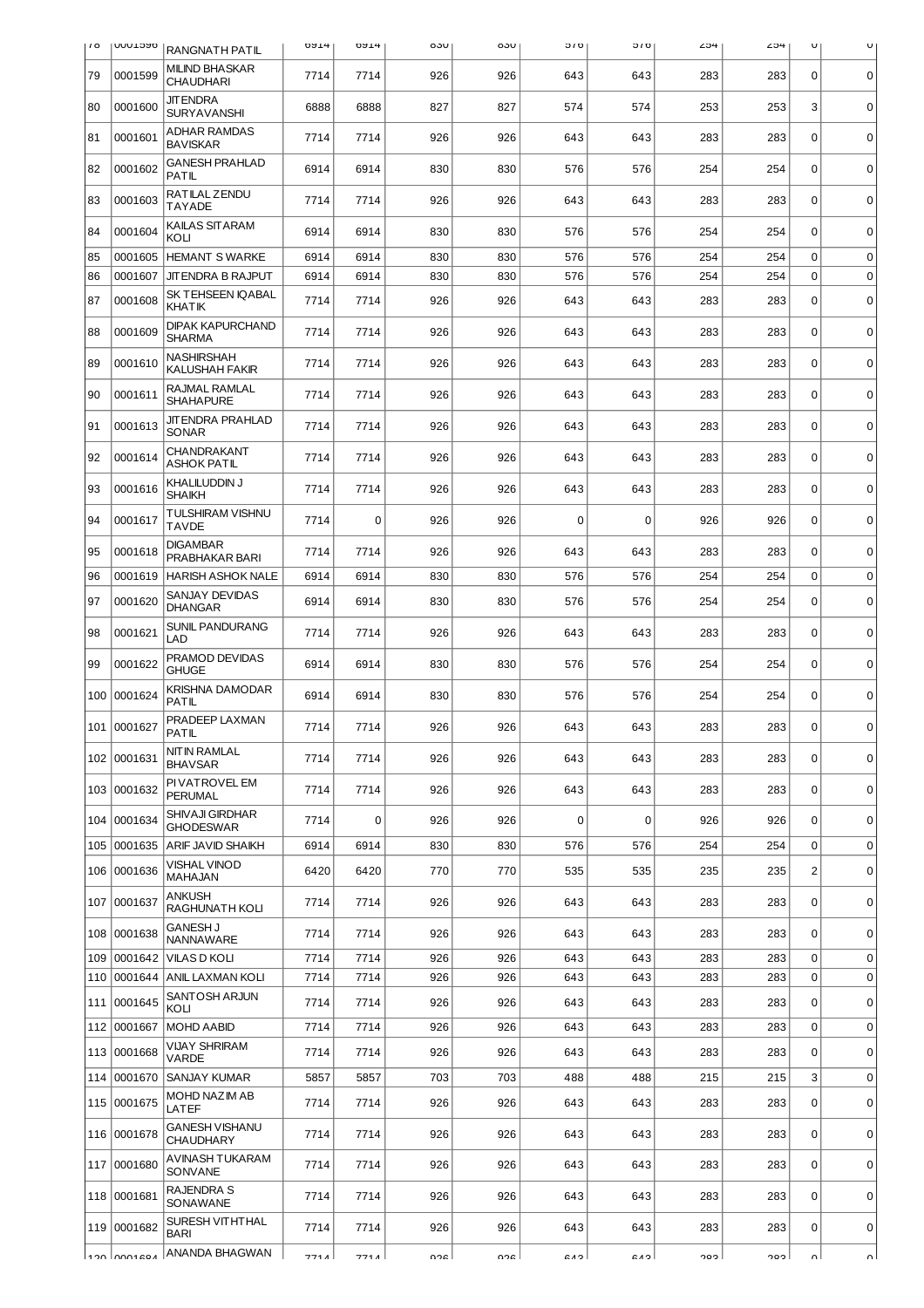| 78 | 0001598 | RANGNATH PATIL | 6914 | 6914 | 830 | 830 | 576 | 576 | 254 | 254 | 0 | 0 |
|---|---|---|---|---|---|---|---|---|---|---|---|---|
| 79 | 0001599 | MILIND BHASKAR CHAUDHARI | 7714 | 7714 | 926 | 926 | 643 | 643 | 283 | 283 | 0 | 0 |
| 80 | 0001600 | JITENDRA SURYAVANSHI | 6888 | 6888 | 827 | 827 | 574 | 574 | 253 | 253 | 3 | 0 |
| 81 | 0001601 | ADHAR RAMDAS BAVISKAR | 7714 | 7714 | 926 | 926 | 643 | 643 | 283 | 283 | 0 | 0 |
| 82 | 0001602 | GANESH PRAHLAD PATIL | 6914 | 6914 | 830 | 830 | 576 | 576 | 254 | 254 | 0 | 0 |
| 83 | 0001603 | RATILAL ZENDU TAYADE | 7714 | 7714 | 926 | 926 | 643 | 643 | 283 | 283 | 0 | 0 |
| 84 | 0001604 | KAILAS SITARAM KOLI | 6914 | 6914 | 830 | 830 | 576 | 576 | 254 | 254 | 0 | 0 |
| 85 | 0001605 | HEMANT S WARKE | 6914 | 6914 | 830 | 830 | 576 | 576 | 254 | 254 | 0 | 0 |
| 86 | 0001607 | JITENDRA B RAJPUT | 6914 | 6914 | 830 | 830 | 576 | 576 | 254 | 254 | 0 | 0 |
| 87 | 0001608 | SK TEHSEEN IQABAL KHATIK | 7714 | 7714 | 926 | 926 | 643 | 643 | 283 | 283 | 0 | 0 |
| 88 | 0001609 | DIPAK KAPURCHAND SHARMA | 7714 | 7714 | 926 | 926 | 643 | 643 | 283 | 283 | 0 | 0 |
| 89 | 0001610 | NASHIRSHAH KALUSHAH FAKIR | 7714 | 7714 | 926 | 926 | 643 | 643 | 283 | 283 | 0 | 0 |
| 90 | 0001611 | RAJMAL RAMLAL SHAHAPURE | 7714 | 7714 | 926 | 926 | 643 | 643 | 283 | 283 | 0 | 0 |
| 91 | 0001613 | JITENDRA PRAHLAD SONAR | 7714 | 7714 | 926 | 926 | 643 | 643 | 283 | 283 | 0 | 0 |
| 92 | 0001614 | CHANDRAKANT ASHOK PATIL | 7714 | 7714 | 926 | 926 | 643 | 643 | 283 | 283 | 0 | 0 |
| 93 | 0001616 | KHALILUDDIN J SHAIKH | 7714 | 7714 | 926 | 926 | 643 | 643 | 283 | 283 | 0 | 0 |
| 94 | 0001617 | TULSHIRAM VISHNU TAVDE | 7714 | 0 | 926 | 926 | 0 | 0 | 926 | 926 | 0 | 0 |
| 95 | 0001618 | DIGAMBAR PRABHAKAR BARI | 7714 | 7714 | 926 | 926 | 643 | 643 | 283 | 283 | 0 | 0 |
| 96 | 0001619 | HARISH ASHOK NALE | 6914 | 6914 | 830 | 830 | 576 | 576 | 254 | 254 | 0 | 0 |
| 97 | 0001620 | SANJAY DEVIDAS DHANGAR | 6914 | 6914 | 830 | 830 | 576 | 576 | 254 | 254 | 0 | 0 |
| 98 | 0001621 | SUNIL PANDURANG LAD | 7714 | 7714 | 926 | 926 | 643 | 643 | 283 | 283 | 0 | 0 |
| 99 | 0001622 | PRAMOD DEVIDAS GHUGE | 6914 | 6914 | 830 | 830 | 576 | 576 | 254 | 254 | 0 | 0 |
| 100 | 0001624 | KRISHNA DAMODAR PATIL | 6914 | 6914 | 830 | 830 | 576 | 576 | 254 | 254 | 0 | 0 |
| 101 | 0001627 | PRADEEP LAXMAN PATIL | 7714 | 7714 | 926 | 926 | 643 | 643 | 283 | 283 | 0 | 0 |
| 102 | 0001631 | NITIN RAMLAL BHAVSAR | 7714 | 7714 | 926 | 926 | 643 | 643 | 283 | 283 | 0 | 0 |
| 103 | 0001632 | PIVATROVEL EM PERUMAL | 7714 | 7714 | 926 | 926 | 643 | 643 | 283 | 283 | 0 | 0 |
| 104 | 0001634 | SHIVAJI GIRDHAR GHODESWAR | 7714 | 0 | 926 | 926 | 0 | 0 | 926 | 926 | 0 | 0 |
| 105 | 0001635 | ARIF JAVID SHAIKH | 6914 | 6914 | 830 | 830 | 576 | 576 | 254 | 254 | 0 | 0 |
| 106 | 0001636 | VISHAL VINOD MAHAJAN | 6420 | 6420 | 770 | 770 | 535 | 535 | 235 | 235 | 2 | 0 |
| 107 | 0001637 | ANKUSH RAGHUNATH KOLI | 7714 | 7714 | 926 | 926 | 643 | 643 | 283 | 283 | 0 | 0 |
| 108 | 0001638 | GANESH J NANNAWARE | 7714 | 7714 | 926 | 926 | 643 | 643 | 283 | 283 | 0 | 0 |
| 109 | 0001642 | VILAS D KOLI | 7714 | 7714 | 926 | 926 | 643 | 643 | 283 | 283 | 0 | 0 |
| 110 | 0001644 | ANIL LAXMAN KOLI | 7714 | 7714 | 926 | 926 | 643 | 643 | 283 | 283 | 0 | 0 |
| 111 | 0001645 | SANTOSH ARJUN KOLI | 7714 | 7714 | 926 | 926 | 643 | 643 | 283 | 283 | 0 | 0 |
| 112 | 0001667 | MOHD AABID | 7714 | 7714 | 926 | 926 | 643 | 643 | 283 | 283 | 0 | 0 |
| 113 | 0001668 | VIJAY SHRIRAM VARDE | 7714 | 7714 | 926 | 926 | 643 | 643 | 283 | 283 | 0 | 0 |
| 114 | 0001670 | SANJAY KUMAR | 5857 | 5857 | 703 | 703 | 488 | 488 | 215 | 215 | 3 | 0 |
| 115 | 0001675 | MOHD NAZIM AB LATEF | 7714 | 7714 | 926 | 926 | 643 | 643 | 283 | 283 | 0 | 0 |
| 116 | 0001678 | GANESH VISHANU CHAUDHARY | 7714 | 7714 | 926 | 926 | 643 | 643 | 283 | 283 | 0 | 0 |
| 117 | 0001680 | AVINASH TUKARAM SONVANE | 7714 | 7714 | 926 | 926 | 643 | 643 | 283 | 283 | 0 | 0 |
| 118 | 0001681 | RAJENDRA S SONAWANE | 7714 | 7714 | 926 | 926 | 643 | 643 | 283 | 283 | 0 | 0 |
| 119 | 0001682 | SURESH VITHTHAL BARI | 7714 | 7714 | 926 | 926 | 643 | 643 | 283 | 283 | 0 | 0 |
| 120 | 0001684 | ANANDA BHAGWAN | 7714 | 7714 | 926 | 926 | 643 | 643 | 283 | 283 | 0 | 0 |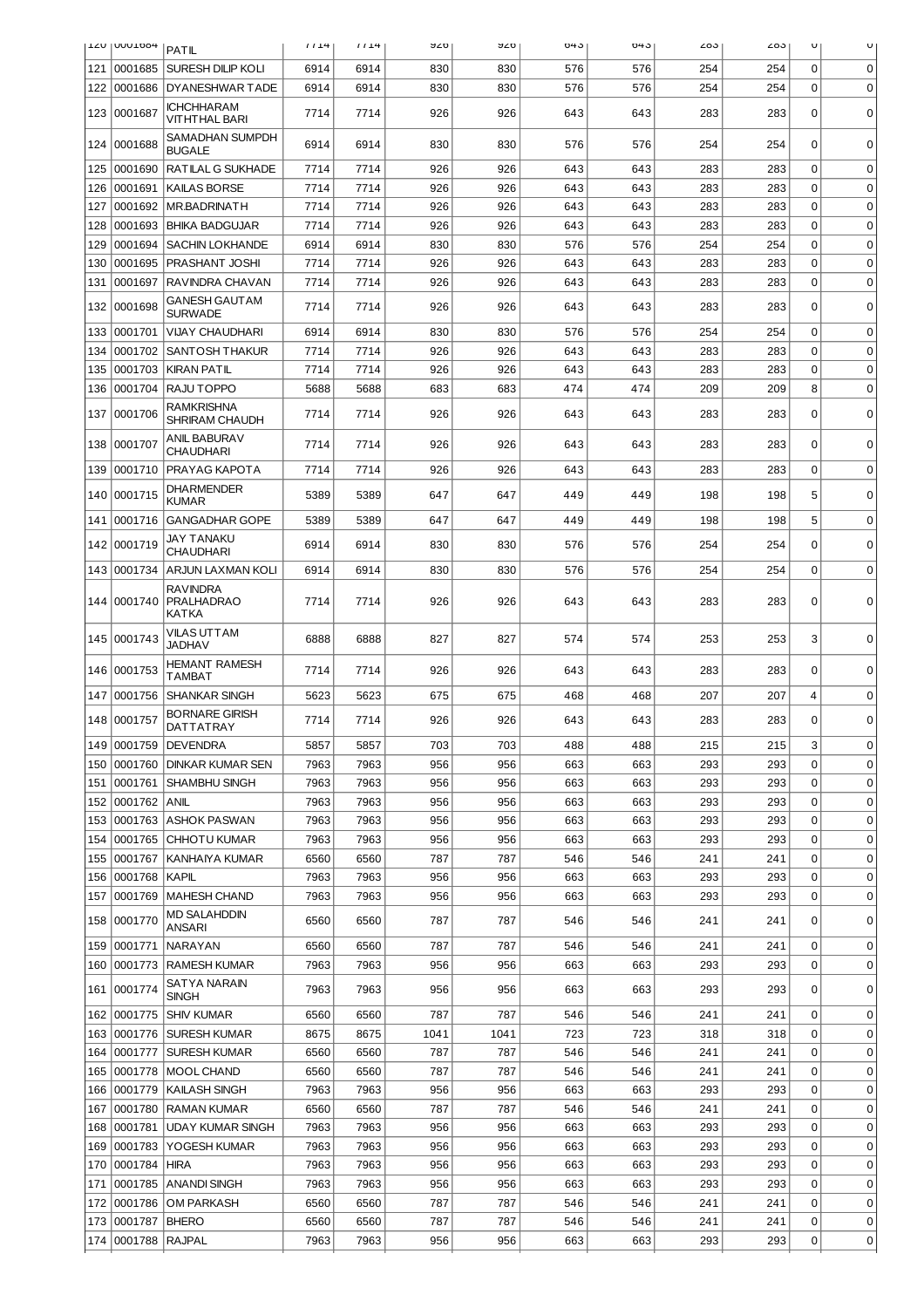| 120 | 0001684 | PATIL | 7714 | 7714 | 926 | 926 | 643 | 643 | 283 | 283 | 0 | 0 |
|---|---|---|---|---|---|---|---|---|---|---|---|---|
| 121 | 0001685 | SURESH DILIP KOLI | 6914 | 6914 | 830 | 830 | 576 | 576 | 254 | 254 | 0 | 0 |
| 122 | 0001686 | DYANESHWAR TADE | 6914 | 6914 | 830 | 830 | 576 | 576 | 254 | 254 | 0 | 0 |
| 123 | 0001687 | ICHCHHARAM VITHTHAL BARI | 7714 | 7714 | 926 | 926 | 643 | 643 | 283 | 283 | 0 | 0 |
| 124 | 0001688 | SAMADHAN SUMPDH BUGALE | 6914 | 6914 | 830 | 830 | 576 | 576 | 254 | 254 | 0 | 0 |
| 125 | 0001690 | RATILAL G SUKHADE | 7714 | 7714 | 926 | 926 | 643 | 643 | 283 | 283 | 0 | 0 |
| 126 | 0001691 | KAILAS BORSE | 7714 | 7714 | 926 | 926 | 643 | 643 | 283 | 283 | 0 | 0 |
| 127 | 0001692 | MR.BADRINATH | 7714 | 7714 | 926 | 926 | 643 | 643 | 283 | 283 | 0 | 0 |
| 128 | 0001693 | BHIKA BADGUJAR | 7714 | 7714 | 926 | 926 | 643 | 643 | 283 | 283 | 0 | 0 |
| 129 | 0001694 | SACHIN LOKHANDE | 6914 | 6914 | 830 | 830 | 576 | 576 | 254 | 254 | 0 | 0 |
| 130 | 0001695 | PRASHANT JOSHI | 7714 | 7714 | 926 | 926 | 643 | 643 | 283 | 283 | 0 | 0 |
| 131 | 0001697 | RAVINDRA CHAVAN | 7714 | 7714 | 926 | 926 | 643 | 643 | 283 | 283 | 0 | 0 |
| 132 | 0001698 | GANESH GAUTAM SURWADE | 7714 | 7714 | 926 | 926 | 643 | 643 | 283 | 283 | 0 | 0 |
| 133 | 0001701 | VIJAY CHAUDHARI | 6914 | 6914 | 830 | 830 | 576 | 576 | 254 | 254 | 0 | 0 |
| 134 | 0001702 | SANTOSH THAKUR | 7714 | 7714 | 926 | 926 | 643 | 643 | 283 | 283 | 0 | 0 |
| 135 | 0001703 | KIRAN PATIL | 7714 | 7714 | 926 | 926 | 643 | 643 | 283 | 283 | 0 | 0 |
| 136 | 0001704 | RAJU TOPPO | 5688 | 5688 | 683 | 683 | 474 | 474 | 209 | 209 | 8 | 0 |
| 137 | 0001706 | RAMKRISHNA SHRIRAM CHAUDH | 7714 | 7714 | 926 | 926 | 643 | 643 | 283 | 283 | 0 | 0 |
| 138 | 0001707 | ANIL BABURAV CHAUDHARI | 7714 | 7714 | 926 | 926 | 643 | 643 | 283 | 283 | 0 | 0 |
| 139 | 0001710 | PRAYAG KAPOTA | 7714 | 7714 | 926 | 926 | 643 | 643 | 283 | 283 | 0 | 0 |
| 140 | 0001715 | DHARMENDER KUMAR | 5389 | 5389 | 647 | 647 | 449 | 449 | 198 | 198 | 5 | 0 |
| 141 | 0001716 | GANGADHAR GOPE | 5389 | 5389 | 647 | 647 | 449 | 449 | 198 | 198 | 5 | 0 |
| 142 | 0001719 | JAY TANAKU CHAUDHARI | 6914 | 6914 | 830 | 830 | 576 | 576 | 254 | 254 | 0 | 0 |
| 143 | 0001734 | ARJUN LAXMAN KOLI | 6914 | 6914 | 830 | 830 | 576 | 576 | 254 | 254 | 0 | 0 |
| 144 | 0001740 | RAVINDRA PRALHADRAO KATKA | 7714 | 7714 | 926 | 926 | 643 | 643 | 283 | 283 | 0 | 0 |
| 145 | 0001743 | VILAS UTTAM JADHAV | 6888 | 6888 | 827 | 827 | 574 | 574 | 253 | 253 | 3 | 0 |
| 146 | 0001753 | HEMANT RAMESH TAMBAT | 7714 | 7714 | 926 | 926 | 643 | 643 | 283 | 283 | 0 | 0 |
| 147 | 0001756 | SHANKAR SINGH | 5623 | 5623 | 675 | 675 | 468 | 468 | 207 | 207 | 4 | 0 |
| 148 | 0001757 | BORNARE GIRISH DATTATRAY | 7714 | 7714 | 926 | 926 | 643 | 643 | 283 | 283 | 0 | 0 |
| 149 | 0001759 | DEVENDRA | 5857 | 5857 | 703 | 703 | 488 | 488 | 215 | 215 | 3 | 0 |
| 150 | 0001760 | DINKAR KUMAR SEN | 7963 | 7963 | 956 | 956 | 663 | 663 | 293 | 293 | 0 | 0 |
| 151 | 0001761 | SHAMBHU SINGH | 7963 | 7963 | 956 | 956 | 663 | 663 | 293 | 293 | 0 | 0 |
| 152 | 0001762 | ANIL | 7963 | 7963 | 956 | 956 | 663 | 663 | 293 | 293 | 0 | 0 |
| 153 | 0001763 | ASHOK PASWAN | 7963 | 7963 | 956 | 956 | 663 | 663 | 293 | 293 | 0 | 0 |
| 154 | 0001765 | CHHOTU KUMAR | 7963 | 7963 | 956 | 956 | 663 | 663 | 293 | 293 | 0 | 0 |
| 155 | 0001767 | KANHAIYA KUMAR | 6560 | 6560 | 787 | 787 | 546 | 546 | 241 | 241 | 0 | 0 |
| 156 | 0001768 | KAPIL | 7963 | 7963 | 956 | 956 | 663 | 663 | 293 | 293 | 0 | 0 |
| 157 | 0001769 | MAHESH CHAND | 7963 | 7963 | 956 | 956 | 663 | 663 | 293 | 293 | 0 | 0 |
| 158 | 0001770 | MD SALAHDDIN ANSARI | 6560 | 6560 | 787 | 787 | 546 | 546 | 241 | 241 | 0 | 0 |
| 159 | 0001771 | NARAYAN | 6560 | 6560 | 787 | 787 | 546 | 546 | 241 | 241 | 0 | 0 |
| 160 | 0001773 | RAMESH KUMAR | 7963 | 7963 | 956 | 956 | 663 | 663 | 293 | 293 | 0 | 0 |
| 161 | 0001774 | SATYA NARAIN SINGH | 7963 | 7963 | 956 | 956 | 663 | 663 | 293 | 293 | 0 | 0 |
| 162 | 0001775 | SHIV KUMAR | 6560 | 6560 | 787 | 787 | 546 | 546 | 241 | 241 | 0 | 0 |
| 163 | 0001776 | SURESH KUMAR | 8675 | 8675 | 1041 | 1041 | 723 | 723 | 318 | 318 | 0 | 0 |
| 164 | 0001777 | SURESH KUMAR | 6560 | 6560 | 787 | 787 | 546 | 546 | 241 | 241 | 0 | 0 |
| 165 | 0001778 | MOOL CHAND | 6560 | 6560 | 787 | 787 | 546 | 546 | 241 | 241 | 0 | 0 |
| 166 | 0001779 | KAILASH SINGH | 7963 | 7963 | 956 | 956 | 663 | 663 | 293 | 293 | 0 | 0 |
| 167 | 0001780 | RAMAN KUMAR | 6560 | 6560 | 787 | 787 | 546 | 546 | 241 | 241 | 0 | 0 |
| 168 | 0001781 | UDAY KUMAR SINGH | 7963 | 7963 | 956 | 956 | 663 | 663 | 293 | 293 | 0 | 0 |
| 169 | 0001783 | YOGESH KUMAR | 7963 | 7963 | 956 | 956 | 663 | 663 | 293 | 293 | 0 | 0 |
| 170 | 0001784 | HIRA | 7963 | 7963 | 956 | 956 | 663 | 663 | 293 | 293 | 0 | 0 |
| 171 | 0001785 | ANANDI SINGH | 7963 | 7963 | 956 | 956 | 663 | 663 | 293 | 293 | 0 | 0 |
| 172 | 0001786 | OM PARKASH | 6560 | 6560 | 787 | 787 | 546 | 546 | 241 | 241 | 0 | 0 |
| 173 | 0001787 | BHERO | 6560 | 6560 | 787 | 787 | 546 | 546 | 241 | 241 | 0 | 0 |
| 174 | 0001788 | RAJPAL | 7963 | 7963 | 956 | 956 | 663 | 663 | 293 | 293 | 0 | 0 |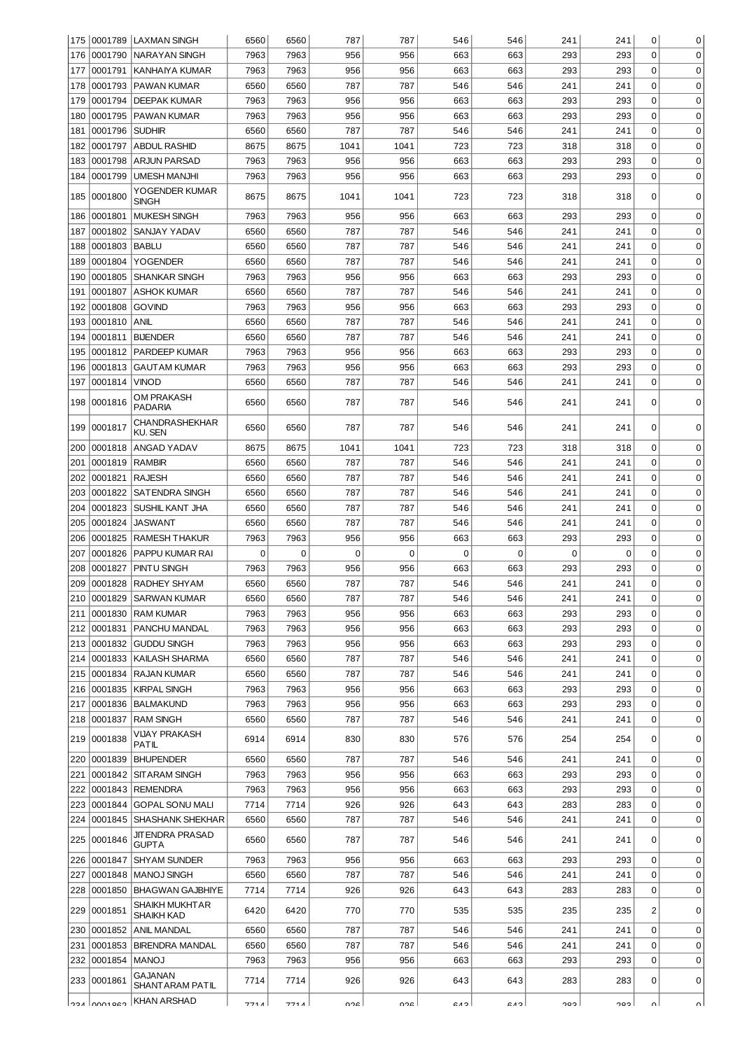| 175 | 0001789 | LAXMAN SINGH | 6560 | 6560 | 787 | 787 | 546 | 546 | 241 | 241 | 0 | 0 |
|---|---|---|---|---|---|---|---|---|---|---|---|---|
| 176 | 0001790 | NARAYAN SINGH | 7963 | 7963 | 956 | 956 | 663 | 663 | 293 | 293 | 0 | 0 |
| 177 | 0001791 | KANHAIYA KUMAR | 7963 | 7963 | 956 | 956 | 663 | 663 | 293 | 293 | 0 | 0 |
| 178 | 0001793 | PAWAN KUMAR | 6560 | 6560 | 787 | 787 | 546 | 546 | 241 | 241 | 0 | 0 |
| 179 | 0001794 | DEEPAK KUMAR | 7963 | 7963 | 956 | 956 | 663 | 663 | 293 | 293 | 0 | 0 |
| 180 | 0001795 | PAWAN KUMAR | 7963 | 7963 | 956 | 956 | 663 | 663 | 293 | 293 | 0 | 0 |
| 181 | 0001796 | SUDHIR | 6560 | 6560 | 787 | 787 | 546 | 546 | 241 | 241 | 0 | 0 |
| 182 | 0001797 | ABDUL RASHID | 8675 | 8675 | 1041 | 1041 | 723 | 723 | 318 | 318 | 0 | 0 |
| 183 | 0001798 | ARJUN PARSAD | 7963 | 7963 | 956 | 956 | 663 | 663 | 293 | 293 | 0 | 0 |
| 184 | 0001799 | UMESH MANJHI | 7963 | 7963 | 956 | 956 | 663 | 663 | 293 | 293 | 0 | 0 |
| 185 | 0001800 | YOGENDER KUMAR SINGH | 8675 | 8675 | 1041 | 1041 | 723 | 723 | 318 | 318 | 0 | 0 |
| 186 | 0001801 | MUKESH SINGH | 7963 | 7963 | 956 | 956 | 663 | 663 | 293 | 293 | 0 | 0 |
| 187 | 0001802 | SANJAY YADAV | 6560 | 6560 | 787 | 787 | 546 | 546 | 241 | 241 | 0 | 0 |
| 188 | 0001803 | BABLU | 6560 | 6560 | 787 | 787 | 546 | 546 | 241 | 241 | 0 | 0 |
| 189 | 0001804 | YOGENDER | 6560 | 6560 | 787 | 787 | 546 | 546 | 241 | 241 | 0 | 0 |
| 190 | 0001805 | SHANKAR SINGH | 7963 | 7963 | 956 | 956 | 663 | 663 | 293 | 293 | 0 | 0 |
| 191 | 0001807 | ASHOK KUMAR | 6560 | 6560 | 787 | 787 | 546 | 546 | 241 | 241 | 0 | 0 |
| 192 | 0001808 | GOVIND | 7963 | 7963 | 956 | 956 | 663 | 663 | 293 | 293 | 0 | 0 |
| 193 | 0001810 | ANIL | 6560 | 6560 | 787 | 787 | 546 | 546 | 241 | 241 | 0 | 0 |
| 194 | 0001811 | BIJENDER | 6560 | 6560 | 787 | 787 | 546 | 546 | 241 | 241 | 0 | 0 |
| 195 | 0001812 | PARDEEP KUMAR | 7963 | 7963 | 956 | 956 | 663 | 663 | 293 | 293 | 0 | 0 |
| 196 | 0001813 | GAUTAM KUMAR | 7963 | 7963 | 956 | 956 | 663 | 663 | 293 | 293 | 0 | 0 |
| 197 | 0001814 | VINOD | 6560 | 6560 | 787 | 787 | 546 | 546 | 241 | 241 | 0 | 0 |
| 198 | 0001816 | OM PRAKASH PADARIA | 6560 | 6560 | 787 | 787 | 546 | 546 | 241 | 241 | 0 | 0 |
| 199 | 0001817 | CHANDRASHEKHAR KU. SEN | 6560 | 6560 | 787 | 787 | 546 | 546 | 241 | 241 | 0 | 0 |
| 200 | 0001818 | ANGAD YADAV | 8675 | 8675 | 1041 | 1041 | 723 | 723 | 318 | 318 | 0 | 0 |
| 201 | 0001819 | RAMBIR | 6560 | 6560 | 787 | 787 | 546 | 546 | 241 | 241 | 0 | 0 |
| 202 | 0001821 | RAJESH | 6560 | 6560 | 787 | 787 | 546 | 546 | 241 | 241 | 0 | 0 |
| 203 | 0001822 | SATENDRA SINGH | 6560 | 6560 | 787 | 787 | 546 | 546 | 241 | 241 | 0 | 0 |
| 204 | 0001823 | SUSHIL KANT JHA | 6560 | 6560 | 787 | 787 | 546 | 546 | 241 | 241 | 0 | 0 |
| 205 | 0001824 | JASWANT | 6560 | 6560 | 787 | 787 | 546 | 546 | 241 | 241 | 0 | 0 |
| 206 | 0001825 | RAMESH THAKUR | 7963 | 7963 | 956 | 956 | 663 | 663 | 293 | 293 | 0 | 0 |
| 207 | 0001826 | PAPPU KUMAR RAI | 0 | 0 | 0 | 0 | 0 | 0 | 0 | 0 | 0 | 0 |
| 208 | 0001827 | PINTU SINGH | 7963 | 7963 | 956 | 956 | 663 | 663 | 293 | 293 | 0 | 0 |
| 209 | 0001828 | RADHEY SHYAM | 6560 | 6560 | 787 | 787 | 546 | 546 | 241 | 241 | 0 | 0 |
| 210 | 0001829 | SARWAN KUMAR | 6560 | 6560 | 787 | 787 | 546 | 546 | 241 | 241 | 0 | 0 |
| 211 | 0001830 | RAM KUMAR | 7963 | 7963 | 956 | 956 | 663 | 663 | 293 | 293 | 0 | 0 |
| 212 | 0001831 | PANCHU MANDAL | 7963 | 7963 | 956 | 956 | 663 | 663 | 293 | 293 | 0 | 0 |
| 213 | 0001832 | GUDDU SINGH | 7963 | 7963 | 956 | 956 | 663 | 663 | 293 | 293 | 0 | 0 |
| 214 | 0001833 | KAILASH SHARMA | 6560 | 6560 | 787 | 787 | 546 | 546 | 241 | 241 | 0 | 0 |
| 215 | 0001834 | RAJAN KUMAR | 6560 | 6560 | 787 | 787 | 546 | 546 | 241 | 241 | 0 | 0 |
| 216 | 0001835 | KIRPAL SINGH | 7963 | 7963 | 956 | 956 | 663 | 663 | 293 | 293 | 0 | 0 |
| 217 | 0001836 | BALMAKUND | 7963 | 7963 | 956 | 956 | 663 | 663 | 293 | 293 | 0 | 0 |
| 218 | 0001837 | RAM SINGH | 6560 | 6560 | 787 | 787 | 546 | 546 | 241 | 241 | 0 | 0 |
| 219 | 0001838 | VIJAY PRAKASH PATIL | 6914 | 6914 | 830 | 830 | 576 | 576 | 254 | 254 | 0 | 0 |
| 220 | 0001839 | BHUPENDER | 6560 | 6560 | 787 | 787 | 546 | 546 | 241 | 241 | 0 | 0 |
| 221 | 0001842 | SITARAM SINGH | 7963 | 7963 | 956 | 956 | 663 | 663 | 293 | 293 | 0 | 0 |
| 222 | 0001843 | REMENDRA | 7963 | 7963 | 956 | 956 | 663 | 663 | 293 | 293 | 0 | 0 |
| 223 | 0001844 | GOPAL SONU MALI | 7714 | 7714 | 926 | 926 | 643 | 643 | 283 | 283 | 0 | 0 |
| 224 | 0001845 | SHASHANK SHEKHAR | 6560 | 6560 | 787 | 787 | 546 | 546 | 241 | 241 | 0 | 0 |
| 225 | 0001846 | JITENDRA PRASAD GUPTA | 6560 | 6560 | 787 | 787 | 546 | 546 | 241 | 241 | 0 | 0 |
| 226 | 0001847 | SHYAM SUNDER | 7963 | 7963 | 956 | 956 | 663 | 663 | 293 | 293 | 0 | 0 |
| 227 | 0001848 | MANOJ SINGH | 6560 | 6560 | 787 | 787 | 546 | 546 | 241 | 241 | 0 | 0 |
| 228 | 0001850 | BHAGWAN GAJBHIYE | 7714 | 7714 | 926 | 926 | 643 | 643 | 283 | 283 | 0 | 0 |
| 229 | 0001851 | SHAIKH MUKHTAR SHAIKH KAD | 6420 | 6420 | 770 | 770 | 535 | 535 | 235 | 235 | 2 | 0 |
| 230 | 0001852 | ANIL MANDAL | 6560 | 6560 | 787 | 787 | 546 | 546 | 241 | 241 | 0 | 0 |
| 231 | 0001853 | BIRENDRA MANDAL | 6560 | 6560 | 787 | 787 | 546 | 546 | 241 | 241 | 0 | 0 |
| 232 | 0001854 | MANOJ | 7963 | 7963 | 956 | 956 | 663 | 663 | 293 | 293 | 0 | 0 |
| 233 | 0001861 | GAJANAN SHANTARAM PATIL | 7714 | 7714 | 926 | 926 | 643 | 643 | 283 | 283 | 0 | 0 |
| 234 | 0001862 | KHAN ARSHAD | 7714 | 7714 | 926 | 926 | 643 | 643 | 283 | 283 | 0 | 0 |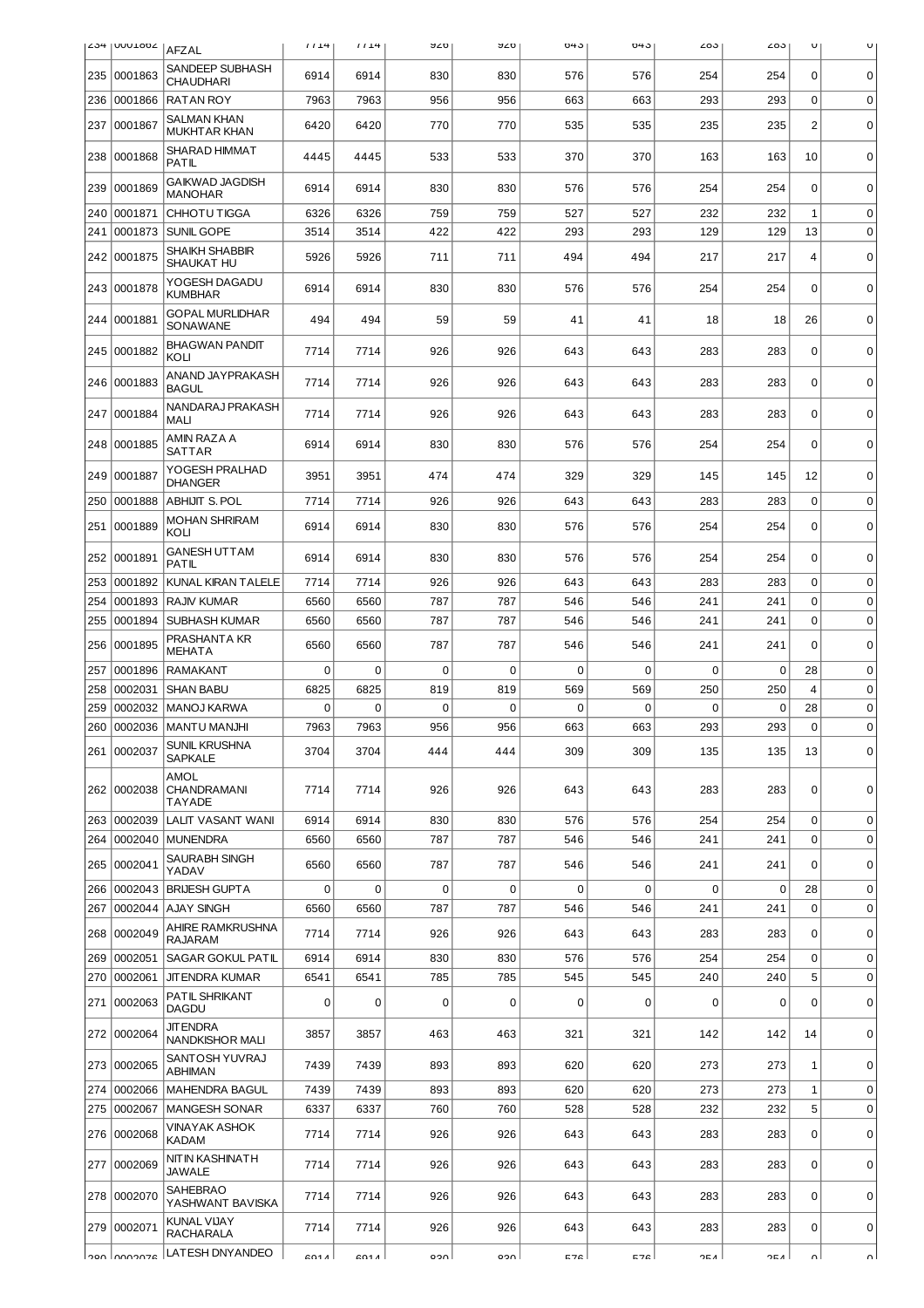| 234 | 0001862 | AFZAL | 7714 | 7714 | 926 | 926 | 643 | 643 | 283 | 283 | 0 | 0 |
|---|---|---|---|---|---|---|---|---|---|---|---|---|
| 235 | 0001863 | SANDEEP SUBHASH CHAUDHARI | 6914 | 6914 | 830 | 830 | 576 | 576 | 254 | 254 | 0 | 0 |
| 236 | 0001866 | RATAN ROY | 7963 | 7963 | 956 | 956 | 663 | 663 | 293 | 293 | 0 | 0 |
| 237 | 0001867 | SALMAN KHAN MUKHTAR KHAN | 6420 | 6420 | 770 | 770 | 535 | 535 | 235 | 235 | 2 | 0 |
| 238 | 0001868 | SHARAD HIMMAT PATIL | 4445 | 4445 | 533 | 533 | 370 | 370 | 163 | 163 | 10 | 0 |
| 239 | 0001869 | GAIKWAD JAGDISH MANOHAR | 6914 | 6914 | 830 | 830 | 576 | 576 | 254 | 254 | 0 | 0 |
| 240 | 0001871 | CHHOTU TIGGA | 6326 | 6326 | 759 | 759 | 527 | 527 | 232 | 232 | 1 | 0 |
| 241 | 0001873 | SUNIL GOPE | 3514 | 3514 | 422 | 422 | 293 | 293 | 129 | 129 | 13 | 0 |
| 242 | 0001875 | SHAIKH SHABBIR SHAUKAT HU | 5926 | 5926 | 711 | 711 | 494 | 494 | 217 | 217 | 4 | 0 |
| 243 | 0001878 | YOGESH DAGADU KUMBHAR | 6914 | 6914 | 830 | 830 | 576 | 576 | 254 | 254 | 0 | 0 |
| 244 | 0001881 | GOPAL MURLIDHAR SONAWANE | 494 | 494 | 59 | 59 | 41 | 41 | 18 | 18 | 26 | 0 |
| 245 | 0001882 | BHAGWAN PANDIT KOLI | 7714 | 7714 | 926 | 926 | 643 | 643 | 283 | 283 | 0 | 0 |
| 246 | 0001883 | ANAND JAYPRAKASH BAGUL | 7714 | 7714 | 926 | 926 | 643 | 643 | 283 | 283 | 0 | 0 |
| 247 | 0001884 | NANDARAJ PRAKASH MALI | 7714 | 7714 | 926 | 926 | 643 | 643 | 283 | 283 | 0 | 0 |
| 248 | 0001885 | AMIN RAZA A SATTAR | 6914 | 6914 | 830 | 830 | 576 | 576 | 254 | 254 | 0 | 0 |
| 249 | 0001887 | YOGESH PRALHAD DHANGER | 3951 | 3951 | 474 | 474 | 329 | 329 | 145 | 145 | 12 | 0 |
| 250 | 0001888 | ABHIJIT S. POL | 7714 | 7714 | 926 | 926 | 643 | 643 | 283 | 283 | 0 | 0 |
| 251 | 0001889 | MOHAN SHRIRAM KOLI | 6914 | 6914 | 830 | 830 | 576 | 576 | 254 | 254 | 0 | 0 |
| 252 | 0001891 | GANESH UTTAM PATIL | 6914 | 6914 | 830 | 830 | 576 | 576 | 254 | 254 | 0 | 0 |
| 253 | 0001892 | KUNAL KIRAN TALELE | 7714 | 7714 | 926 | 926 | 643 | 643 | 283 | 283 | 0 | 0 |
| 254 | 0001893 | RAJIV KUMAR | 6560 | 6560 | 787 | 787 | 546 | 546 | 241 | 241 | 0 | 0 |
| 255 | 0001894 | SUBHASH KUMAR | 6560 | 6560 | 787 | 787 | 546 | 546 | 241 | 241 | 0 | 0 |
| 256 | 0001895 | PRASHANTA KR MEHATA | 6560 | 6560 | 787 | 787 | 546 | 546 | 241 | 241 | 0 | 0 |
| 257 | 0001896 | RAMAKANT | 0 | 0 | 0 | 0 | 0 | 0 | 0 | 0 | 28 | 0 |
| 258 | 0002031 | SHAN BABU | 6825 | 6825 | 819 | 819 | 569 | 569 | 250 | 250 | 4 | 0 |
| 259 | 0002032 | MANOJ KARWA | 0 | 0 | 0 | 0 | 0 | 0 | 0 | 0 | 28 | 0 |
| 260 | 0002036 | MANTU MANJHI | 7963 | 7963 | 956 | 956 | 663 | 663 | 293 | 293 | 0 | 0 |
| 261 | 0002037 | SUNIL KRUSHNA SAPKALE | 3704 | 3704 | 444 | 444 | 309 | 309 | 135 | 135 | 13 | 0 |
| 262 | 0002038 | AMOL CHANDRAMANI TAYADE | 7714 | 7714 | 926 | 926 | 643 | 643 | 283 | 283 | 0 | 0 |
| 263 | 0002039 | LALIT VASANT WANI | 6914 | 6914 | 830 | 830 | 576 | 576 | 254 | 254 | 0 | 0 |
| 264 | 0002040 | MUNENDRA | 6560 | 6560 | 787 | 787 | 546 | 546 | 241 | 241 | 0 | 0 |
| 265 | 0002041 | SAURABH SINGH YADAV | 6560 | 6560 | 787 | 787 | 546 | 546 | 241 | 241 | 0 | 0 |
| 266 | 0002043 | BRIJESH GUPTA | 0 | 0 | 0 | 0 | 0 | 0 | 0 | 0 | 28 | 0 |
| 267 | 0002044 | AJAY SINGH | 6560 | 6560 | 787 | 787 | 546 | 546 | 241 | 241 | 0 | 0 |
| 268 | 0002049 | AHIRE RAMKRUSHNA RAJARAM | 7714 | 7714 | 926 | 926 | 643 | 643 | 283 | 283 | 0 | 0 |
| 269 | 0002051 | SAGAR GOKUL PATIL | 6914 | 6914 | 830 | 830 | 576 | 576 | 254 | 254 | 0 | 0 |
| 270 | 0002061 | JITENDRA KUMAR | 6541 | 6541 | 785 | 785 | 545 | 545 | 240 | 240 | 5 | 0 |
| 271 | 0002063 | PATIL SHRIKANT DAGDU | 0 | 0 | 0 | 0 | 0 | 0 | 0 | 0 | 0 | 0 |
| 272 | 0002064 | JITENDRA NANDKISHOR MALI | 3857 | 3857 | 463 | 463 | 321 | 321 | 142 | 142 | 14 | 0 |
| 273 | 0002065 | SANTOSH YUVRAJ ABHIMAN | 7439 | 7439 | 893 | 893 | 620 | 620 | 273 | 273 | 1 | 0 |
| 274 | 0002066 | MAHENDRA BAGUL | 7439 | 7439 | 893 | 893 | 620 | 620 | 273 | 273 | 1 | 0 |
| 275 | 0002067 | MANGESH SONAR | 6337 | 6337 | 760 | 760 | 528 | 528 | 232 | 232 | 5 | 0 |
| 276 | 0002068 | VINAYAK ASHOK KADAM | 7714 | 7714 | 926 | 926 | 643 | 643 | 283 | 283 | 0 | 0 |
| 277 | 0002069 | NITIN KASHINATH JAWALE | 7714 | 7714 | 926 | 926 | 643 | 643 | 283 | 283 | 0 | 0 |
| 278 | 0002070 | SAHEBRAO YASHWANT BAVISKA | 7714 | 7714 | 926 | 926 | 643 | 643 | 283 | 283 | 0 | 0 |
| 279 | 0002071 | KUNAL VIJAY RACHARALA | 7714 | 7714 | 926 | 926 | 643 | 643 | 283 | 283 | 0 | 0 |
| 280 | 0002076 | LATESH DNYANDEO | 6914 | 6914 | 830 | 830 | 576 | 576 | 254 | 254 | 0 | 0 |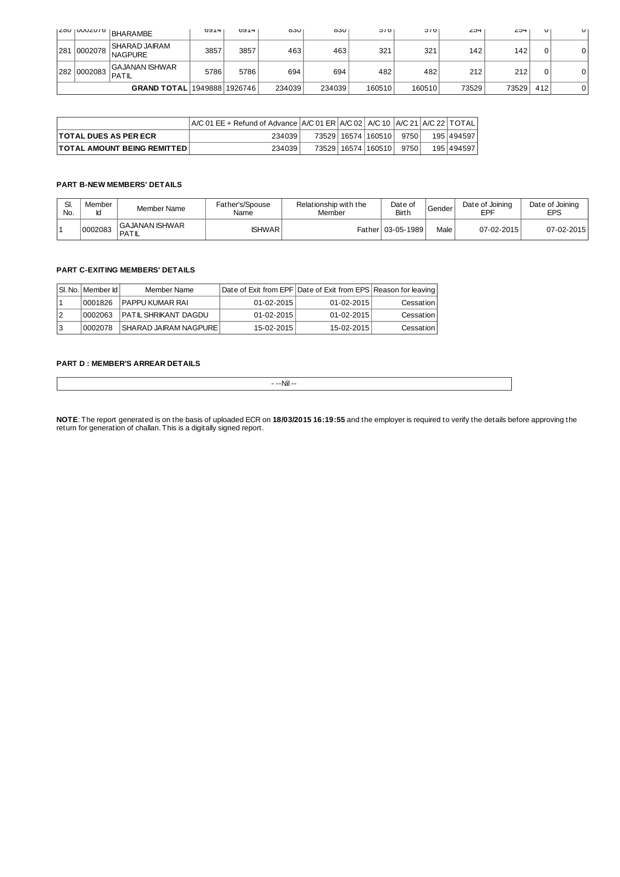| | | | | | | | | | | | | |
|---|---|---|---|---|---|---|---|---|---|---|---|---|
| 280 | 0002076 | BHARAMBE | 6914 | 6914 | 830 | 830 | 576 | 576 | 254 | 254 | 0 | 0 |
| 281 | 0002078 | SHARAD JAIRAM NAGPURE | 3857 | 3857 | 463 | 463 | 321 | 321 | 142 | 142 | 0 | 0 |
| 282 | 0002083 | GAJANAN ISHWAR PATIL | 5786 | 5786 | 694 | 694 | 482 | 482 | 212 | 212 | 0 | 0 |
| | | **GRAND TOTAL** | 1949888 | 1926746 | 234039 | 234039 | 160510 | 160510 | 73529 | 73529 | 412 | 0 |

| | A/C 01 EE + Refund of Advance | A/C 01 ER | A/C 02 | A/C 10 | A/C 21 | A/C 22 | TOTAL |
|---|---|---|---|---|---|---|---|
| **TOTAL DUES AS PER ECR** | 234039 | 73529 | 16574 | 160510 | 9750 | 195 | 494597 |
| **TOTAL AMOUNT BEING REMITTED** | 234039 | 73529 | 16574 | 160510 | 9750 | 195 | 494597 |

**PART B-NEW MEMBERS' DETAILS**

| Sl. No. | Member Id | Member Name | Father's/Spouse Name | Relationship with the Member | Date of Birth | Gender | Date of Joining EPF | Date of Joining EPS |
|---|---|---|---|---|---|---|---|---|
| 1 | 0002083 | GAJANAN ISHWAR PATIL | ISHWAR | Father | 03-05-1989 | Male | 07-02-2015 | 07-02-2015 |

**PART C-EXITING MEMBERS' DETAILS**

| Sl. No. | Member Id | Member Name | Date of Exit from EPF | Date of Exit from EPS | Reason for leaving |
|---|---|---|---|---|---|
| 1 | 0001826 | PAPPU KUMAR RAI | 01-02-2015 | 01-02-2015 | Cessation |
| 2 | 0002063 | PATIL SHRIKANT DAGDU | 01-02-2015 | 01-02-2015 | Cessation |
| 3 | 0002078 | SHARAD JAIRAM NAGPURE | 15-02-2015 | 15-02-2015 | Cessation |

**PART D : MEMBER'S ARREAR DETAILS**

- --Nil --

**NOTE**: The report generated is on the basis of uploaded ECR on **18/03/2015 16:19:55** and the employer is required to verify the details before approving the return for generation of challan. This is a digitally signed report.